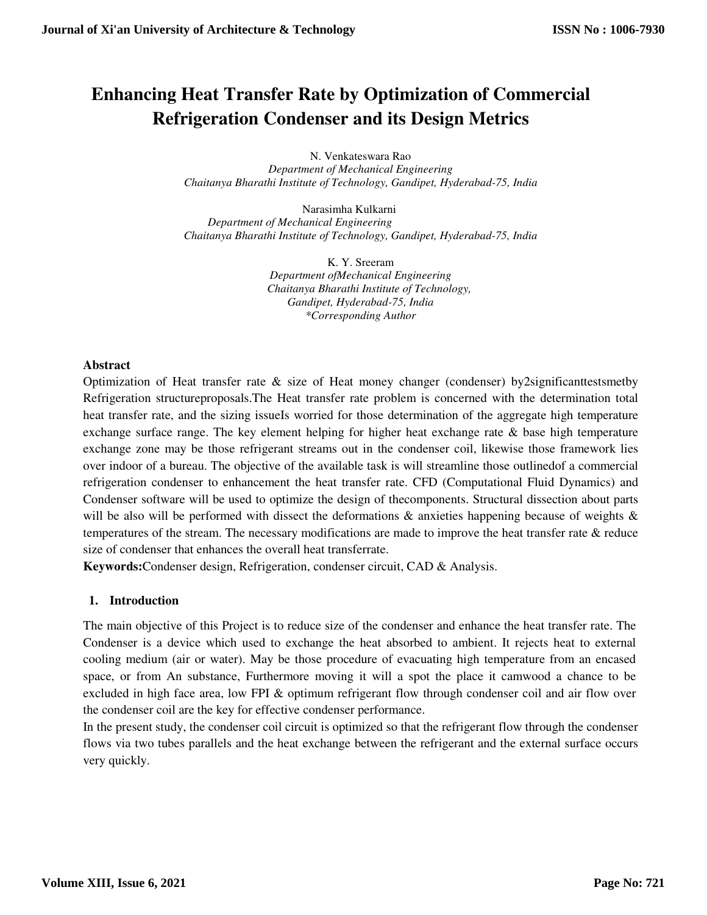# Enhancing Heat Transfer Rate by Optimization of Commercial Refrigeration Condenser and its Design Metrics

N. Venkateswara Rao
*Department of Mechanical Engineering*
*Chaitanya Bharathi Institute of Technology, Gandipet, Hyderabad-75, India*

Narasimha Kulkarni
*Department of Mechanical Engineering*
*Chaitanya Bharathi Institute of Technology, Gandipet, Hyderabad-75, India*

K. Y. Sreeram
*Department ofMechanical Engineering*
*Chaitanya Bharathi Institute of Technology,*
*Gandipet, Hyderabad-75, India*
*\*Corresponding Author*

**Abstract**

Optimization of Heat transfer rate & size of Heat money changer (condenser) by2significanttestsmetby Refrigeration structureproposals.The Heat transfer rate problem is concerned with the determination total heat transfer rate, and the sizing issueIs worried for those determination of the aggregate high temperature exchange surface range. The key element helping for higher heat exchange rate & base high temperature exchange zone may be those refrigerant streams out in the condenser coil, likewise those framework lies over indoor of a bureau. The objective of the available task is will streamline those outlinedof a commercial refrigeration condenser to enhancement the heat transfer rate. CFD (Computational Fluid Dynamics) and Condenser software will be used to optimize the design of thecomponents. Structural dissection about parts will be also will be performed with dissect the deformations & anxieties happening because of weights & temperatures of the stream. The necessary modifications are made to improve the heat transfer rate & reduce size of condenser that enhances the overall heat transferrate.

**Keywords:**Condenser design, Refrigeration, condenser circuit, CAD & Analysis.

## 1. Introduction

The main objective of this Project is to reduce size of the condenser and enhance the heat transfer rate. The Condenser is a device which used to exchange the heat absorbed to ambient. It rejects heat to external cooling medium (air or water). May be those procedure of evacuating high temperature from an encased space, or from An substance, Furthermore moving it will a spot the place it camwood a chance to be excluded in high face area, low FPI & optimum refrigerant flow through condenser coil and air flow over the condenser coil are the key for effective condenser performance.

In the present study, the condenser coil circuit is optimized so that the refrigerant flow through the condenser flows via two tubes parallels and the heat exchange between the refrigerant and the external surface occurs very quickly.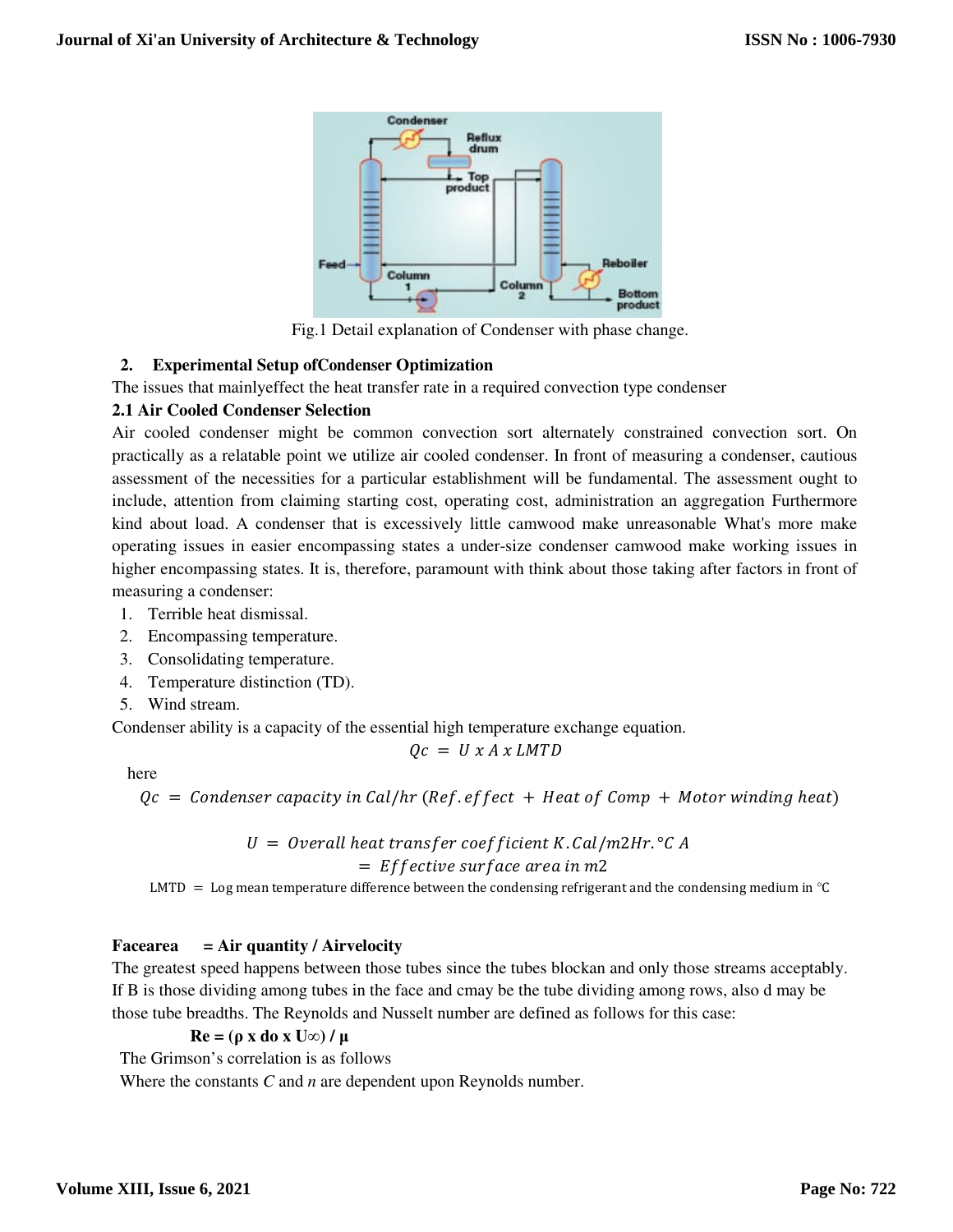Fig.1 Detail explanation of Condenser with phase change.

## 2. Experimental Setup ofCondenser Optimization

The issues that mainlyeffect the heat transfer rate in a required convection type condenser

### 2.1 Air Cooled Condenser Selection

Air cooled condenser might be common convection sort alternately constrained convection sort. On practically as a relatable point we utilize air cooled condenser. In front of measuring a condenser, cautious assessment of the necessities for a particular establishment will be fundamental. The assessment ought to include, attention from claiming starting cost, operating cost, administration an aggregation Furthermore kind about load. A condenser that is excessively little camwood make unreasonable What's more make operating issues in easier encompassing states a under-size condenser camwood make working issues in higher encompassing states. It is, therefore, paramount with think about those taking after factors in front of measuring a condenser:

1. Terrible heat dismissal.
2. Encompassing temperature.
3. Consolidating temperature.
4. Temperature distinction (TD).
5. Wind stream.

Condenser ability is a capacity of the essential high temperature exchange equation.

$$Qc = U \; x \; A \; x \; LMTD$$

here

$$Qc = Condenser\ capacity\ in\ Cal/hr\ (Ref.effect + Heat\ of\ Comp + Motor\ winding\ heat)$$

$$U = Overall\ heat\ transfer\ coefficient\ K.Cal/m2Hr.°C\ A$$
$$= Effective\ surface\ area\ in\ m2$$

LMTD = Log mean temperature difference between the condensing refrigerant and the condensing medium in °C

**Facearea = Air quantity / Airvelocity**

The greatest speed happens between those tubes since the tubes blockan and only those streams acceptably. If B is those dividing among tubes in the face and cmay be the tube dividing among rows, also d may be those tube breadths. The Reynolds and Nusselt number are defined as follows for this case:

**Re = (ρ x do x U∞) / μ**

The Grimson's correlation is as follows

Where the constants *C* and *n* are dependent upon Reynolds number.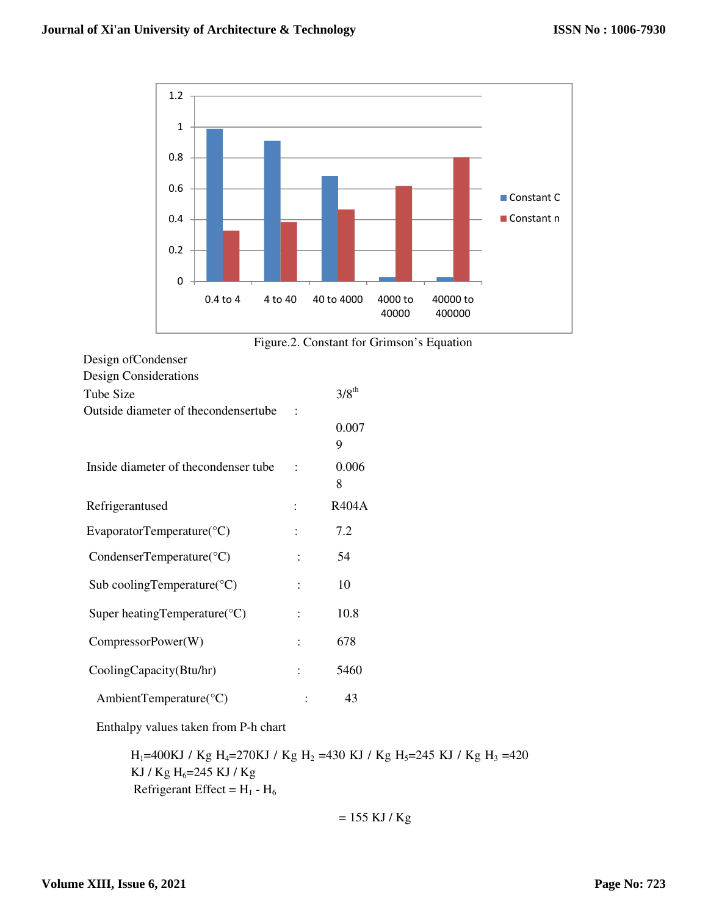Figure.2. Constant for Grimson's Equation

Design ofCondenser

Design Considerations

| | | |
|---|---|---|
| Tube Size | | $3/8^{th}$ |
| Outside diameter of thecondensertube | : | 0.0079 |
| Inside diameter of thecondenser tube | : | 0.0068 |
| Refrigerantused | : | R404A |
| EvaporatorTemperature(°C) | : | 7.2 |
| CondenserTemperature(°C) | : | 54 |
| Sub coolingTemperature(°C) | : | 10 |
| Super heatingTemperature(°C) | : | 10.8 |
| CompressorPower(W) | : | 678 |
| CoolingCapacity(Btu/hr) | : | 5460 |
| AmbientTemperature(°C) | : | 43 |

Enthalpy values taken from P-h chart

$H_1$=400KJ / Kg $H_4$=270KJ / Kg $H_2$ =430 KJ / Kg $H_5$=245 KJ / Kg $H_3$ =420 KJ / Kg $H_6$=245 KJ / Kg

Refrigerant Effect = $H_1$ - $H_6$

= 155 KJ / Kg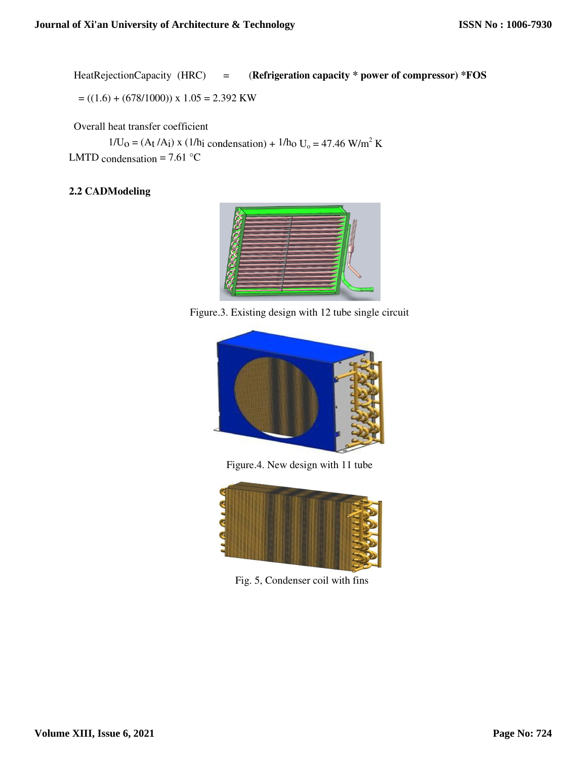HeatRejectionCapacity (HRC) = (**Refrigeration capacity * power of compressor) *FOS**

$= ((1.6) + (678/1000)) \times 1.05 = 2.392$ KW

Overall heat transfer coefficient

$1/U_O = (A_t / A_i) \times (1/h_{i\ condensation}) + 1/h_O$ $U_o = 47.46$ W/m$^2$ K

LMTD $_{condensation} = 7.61$ °C

### 2.2 CADModeling

Figure.3. Existing design with 12 tube single circuit

Figure.4. New design with 11 tube

Fig. 5, Condenser coil with fins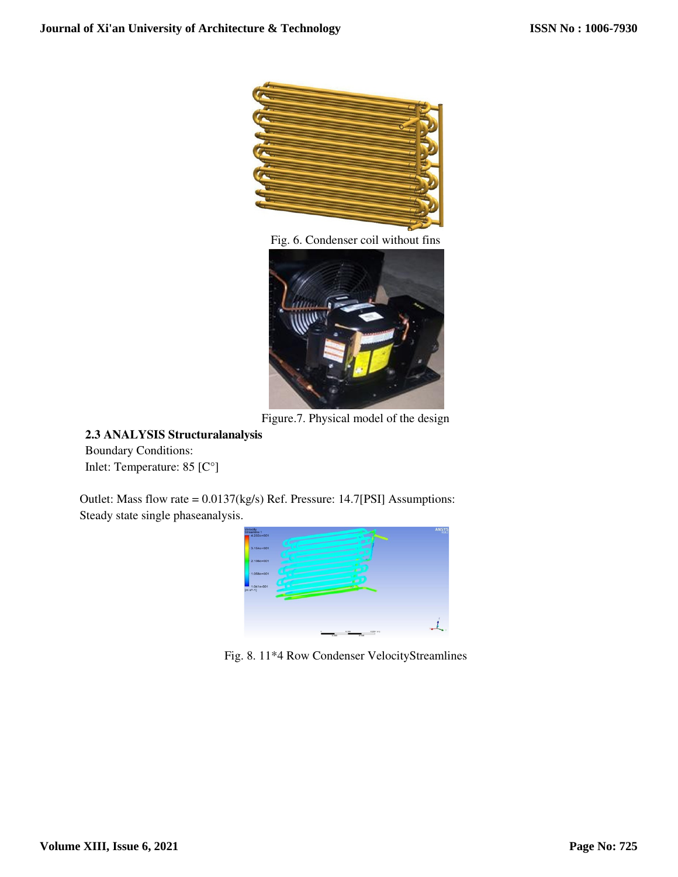Fig. 6. Condenser coil without fins

Figure.7. Physical model of the design

**2.3 ANALYSIS Structuralanalysis**

Boundary Conditions:

Inlet: Temperature: 85 [C°]

Outlet: Mass flow rate = 0.0137(kg/s) Ref. Pressure: 14.7[PSI] Assumptions: Steady state single phaseanalysis.

Fig. 8. 11*4 Row Condenser VelocityStreamlines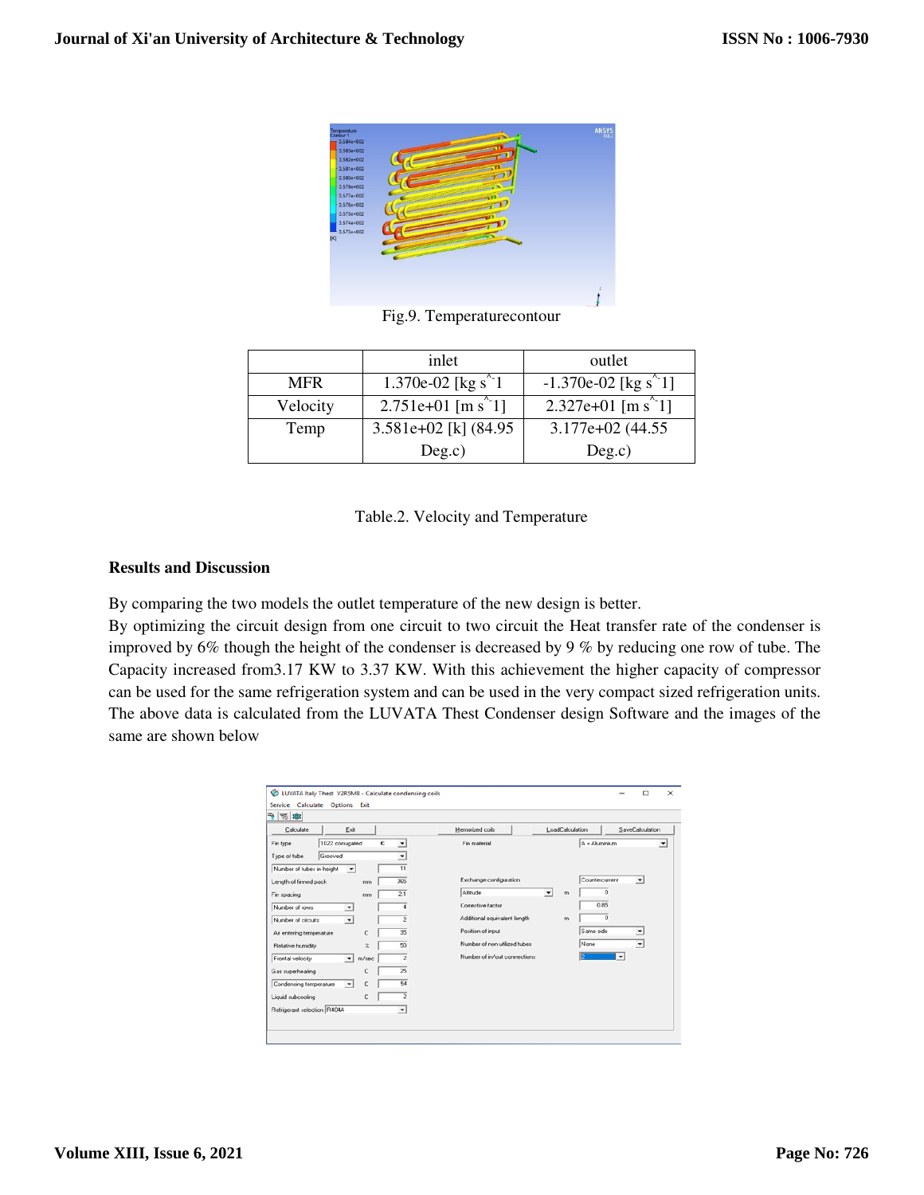Fig.9. Temperaturecontour

| | inlet | outlet |
|---|---|---|
| MFR | 1.370e-02 [kg s^-1 | -1.370e-02 [kg s^-1] |
| Velocity | 2.751e+01 [m s^-1] | 2.327e+01 [m s^-1] |
| Temp | 3.581e+02 [k] (84.95 Deg.c) | 3.177e+02 (44.55 Deg.c) |

Table.2. Velocity and Temperature

**Results and Discussion**

By comparing the two models the outlet temperature of the new design is better.

By optimizing the circuit design from one circuit to two circuit the Heat transfer rate of the condenser is improved by 6% though the height of the condenser is decreased by 9 % by reducing one row of tube. The Capacity increased from3.17 KW to 3.37 KW. With this achievement the higher capacity of compressor can be used for the same refrigeration system and can be used in the very compact sized refrigeration units. The above data is calculated from the LUVATA Thest Condenser design Software and the images of the same are shown below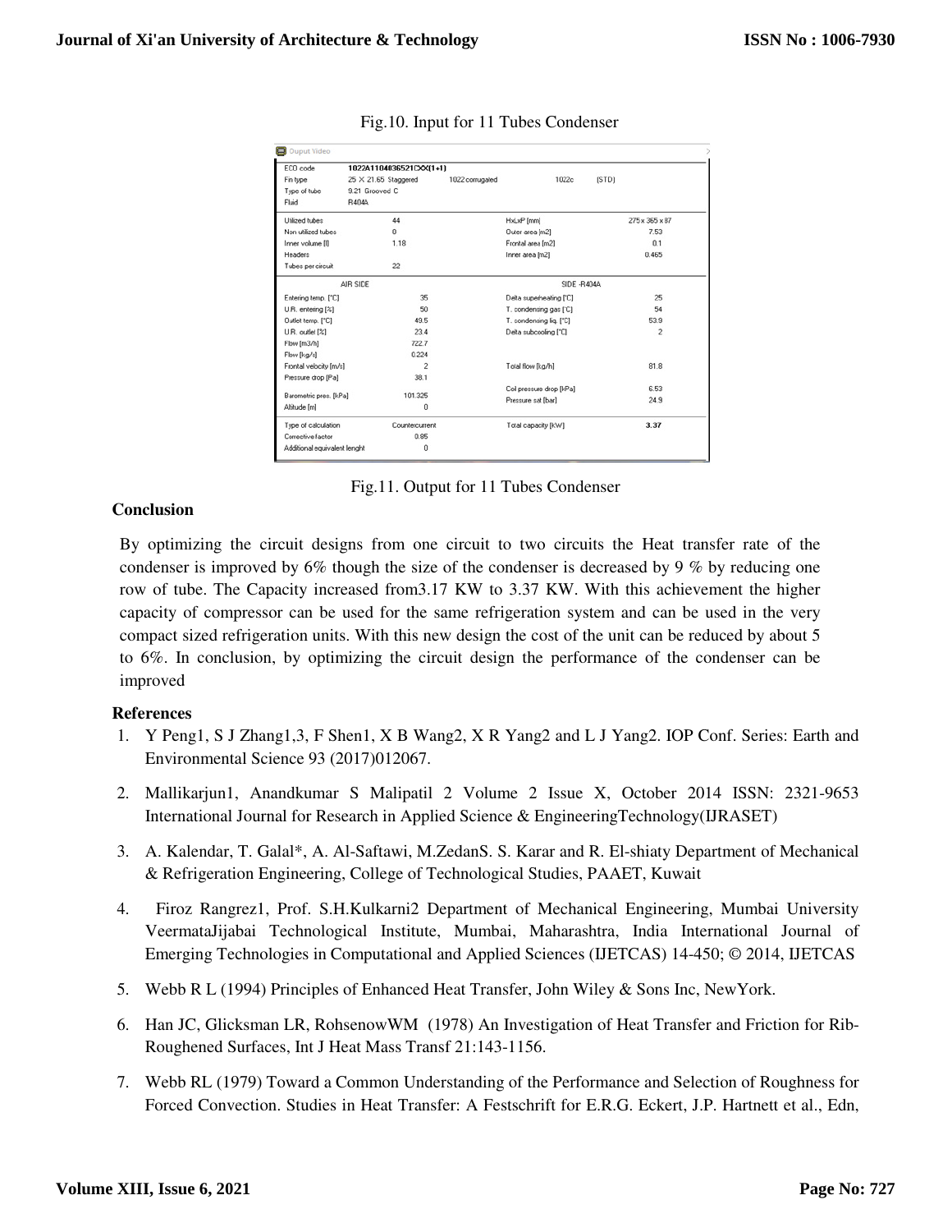Fig.10. Input for 11 Tubes Condenser

| ECO code | 1022A1104836521CXX(1+1) | | | | |
|---|---|---|---|---|---|
| Fin type | 25 X 21.65 Staggered | 1022 corrugated | 1022c | (STD) | |
| Type of tube | 9.21 Grooved C | | | | |
| Fluid | R404A | | | | |
| Utilized tubes | 44 | | HxLxP [mm] | 275 x 365 x 87 | |
| Non utilized tubes | 0 | | Outer area [m2] | 7.53 | |
| Inner volume [l] | 1.18 | | Frontal area [m2] | 0.1 | |
| Headers | | | Inner area [m2] | 0.465 | |
| Tubes per circuit | 22 | | | | |
| AIR SIDE | | | SIDE -R404A | | |
| Entering temp. [°C] | 35 | | Delta superheating [°C] | 25 | |
| U.R. entering [%] | 50 | | T. condensing gas [°C] | 54 | |
| Outlet temp. [°C] | 49.5 | | T. condensing liq. [°C] | 53.9 | |
| U.R. outlet [%] | 23.4 | | Delta subcooling [°C] | 2 | |
| Flow [m3/h] | 722.7 | | | | |
| Flow [kg/s] | 0.224 | | | | |
| Frontal velocity [m/s] | 2 | | Total flow [kg/h] | 81.8 | |
| Pressure drop [Pa] | 38.1 | | | | |
| Barometric pres. [kPa] | 101.325 | | Coil pressure drop [kPa] | 6.53 | |
| Altitude [m] | 0 | | Pressure sat [bar] | 24.9 | |
| Type of calculation | Countercurrent | | Total capacity [kW] | 3.37 | |
| Corrective factor | 0.85 | | | | |
| Additional equivalent lenght | 0 | | | | |

Fig.11. Output for 11 Tubes Condenser

## Conclusion

By optimizing the circuit designs from one circuit to two circuits the Heat transfer rate of the condenser is improved by 6% though the size of the condenser is decreased by 9 % by reducing one row of tube. The Capacity increased from3.17 KW to 3.37 KW. With this achievement the higher capacity of compressor can be used for the same refrigeration system and can be used in the very compact sized refrigeration units. With this new design the cost of the unit can be reduced by about 5 to 6%. In conclusion, by optimizing the circuit design the performance of the condenser can be improved

## References

1. Y Peng1, S J Zhang1,3, F Shen1, X B Wang2, X R Yang2 and L J Yang2. IOP Conf. Series: Earth and Environmental Science 93 (2017)012067.
2. Mallikarjun1, Anandkumar S Malipatil 2 Volume 2 Issue X, October 2014 ISSN: 2321-9653 International Journal for Research in Applied Science & EngineeringTechnology(IJRASET)
3. A. Kalendar, T. Galal*, A. Al-Saftawi, M.ZedanS. S. Karar and R. El-shiaty Department of Mechanical & Refrigeration Engineering, College of Technological Studies, PAAET, Kuwait
4. Firoz Rangrez1, Prof. S.H.Kulkarni2 Department of Mechanical Engineering, Mumbai University VeermataJijabai Technological Institute, Mumbai, Maharashtra, India International Journal of Emerging Technologies in Computational and Applied Sciences (IJETCAS) 14-450; © 2014, IJETCAS
5. Webb R L (1994) Principles of Enhanced Heat Transfer, John Wiley & Sons Inc, NewYork.
6. Han JC, Glicksman LR, RohsenowWM (1978) An Investigation of Heat Transfer and Friction for Rib-Roughened Surfaces, Int J Heat Mass Transf 21:143-1156.
7. Webb RL (1979) Toward a Common Understanding of the Performance and Selection of Roughness for Forced Convection. Studies in Heat Transfer: A Festschrift for E.R.G. Eckert, J.P. Hartnett et al., Edn,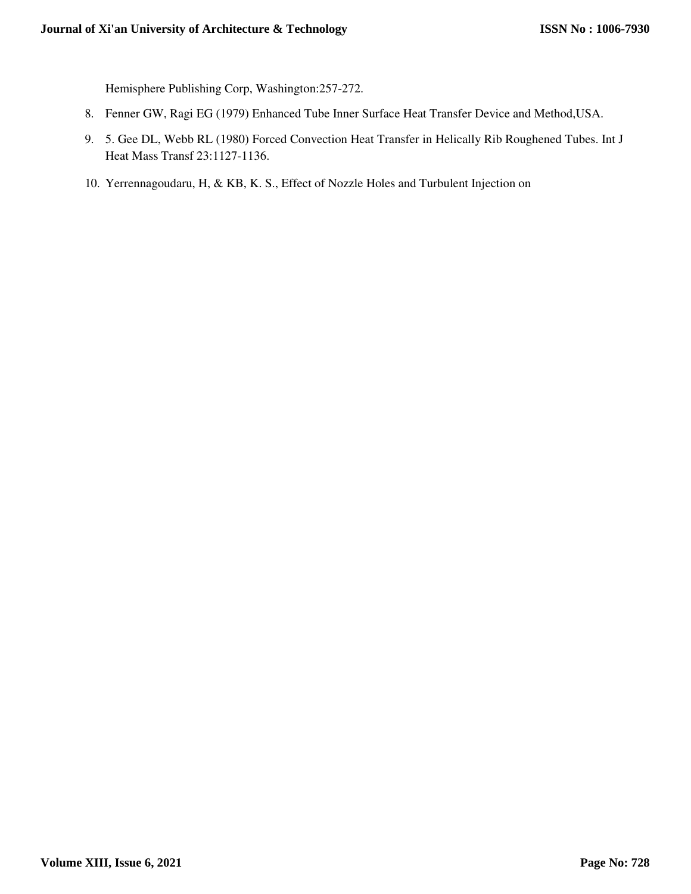Hemisphere Publishing Corp, Washington:257-272.

8. Fenner GW, Ragi EG (1979) Enhanced Tube Inner Surface Heat Transfer Device and Method,USA.
9. 5. Gee DL, Webb RL (1980) Forced Convection Heat Transfer in Helically Rib Roughened Tubes. Int J Heat Mass Transf 23:1127-1136.
10. Yerrennagoudaru, H, & KB, K. S., Effect of Nozzle Holes and Turbulent Injection on